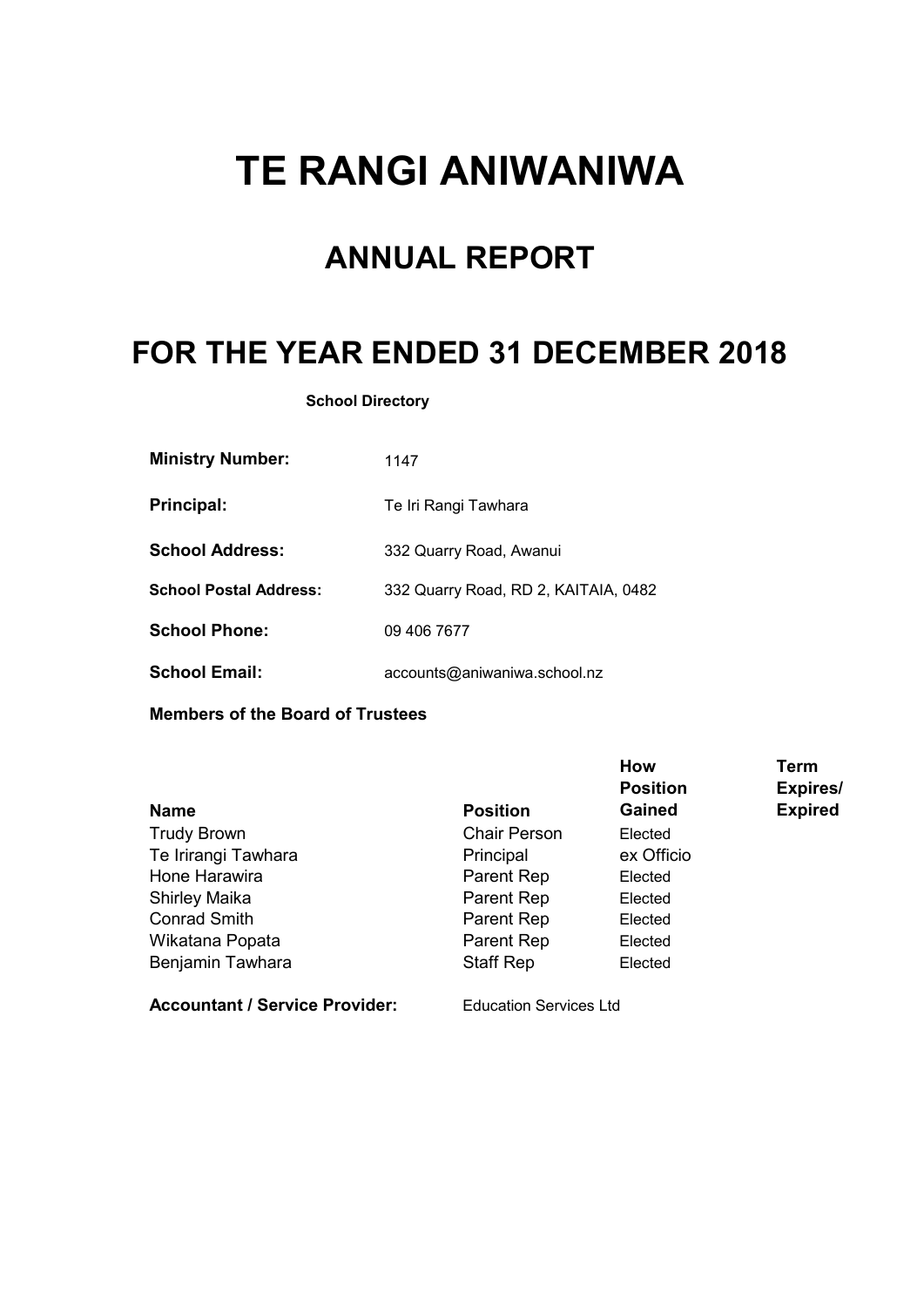# TE RANGI ANIWANIWA

## ANNUAL REPORT

## FOR THE YEAR ENDED 31 DECEMBER 2018

**School Directory**

| | |
|---|---|
| **Ministry Number:** | 1147 |
| **Principal:** | Te Iri Rangi Tawhara |
| **School Address:** | 332 Quarry Road, Awanui |
| **School Postal Address:** | 332 Quarry Road, RD 2, KAITAIA, 0482 |
| **School Phone:** | 09 406 7677 |
| **School Email:** | accounts@aniwaniwa.school.nz |

**Members of the Board of Trustees**

| Name | Position | How Position Gained | Term Expires/ Expired |
|---|---|---|---|
| Trudy Brown | Chair Person | Elected | |
| Te Irirangi Tawhara | Principal | ex Officio | |
| Hone Harawira | Parent Rep | Elected | |
| Shirley Maika | Parent Rep | Elected | |
| Conrad Smith | Parent Rep | Elected | |
| Wikatana Popata | Parent Rep | Elected | |
| Benjamin Tawhara | Staff Rep | Elected | |

**Accountant / Service Provider:** Education Services Ltd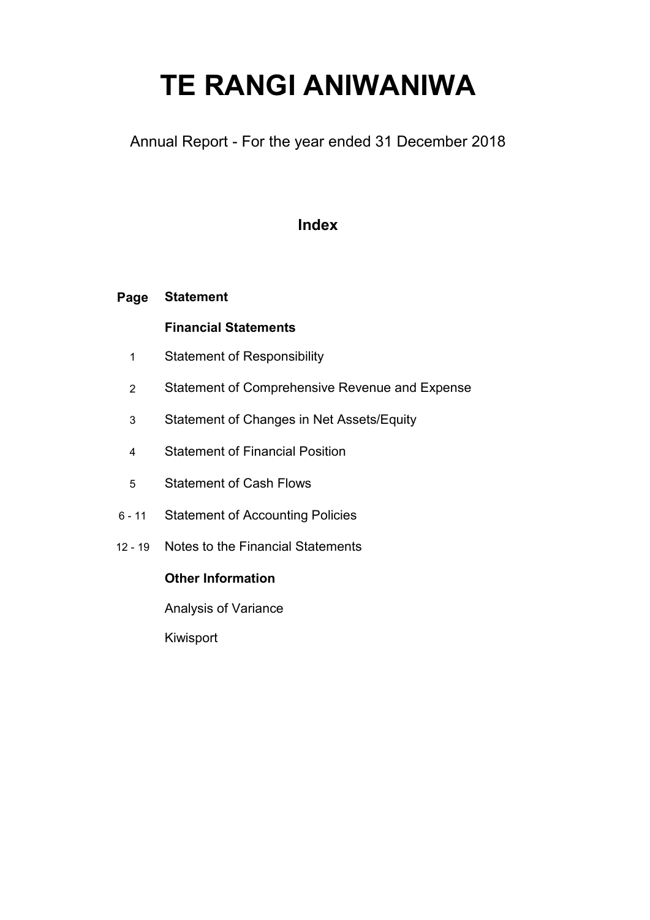# TE RANGI ANIWANIWA

Annual Report - For the year ended 31 December 2018

## Index

| Page | Statement |
|---|---|
| | **Financial Statements** |
| 1 | Statement of Responsibility |
| 2 | Statement of Comprehensive Revenue and Expense |
| 3 | Statement of Changes in Net Assets/Equity |
| 4 | Statement of Financial Position |
| 5 | Statement of Cash Flows |
| 6 - 11 | Statement of Accounting Policies |
| 12 - 19 | Notes to the Financial Statements |
| | **Other Information** |
| | Analysis of Variance |
| | Kiwisport |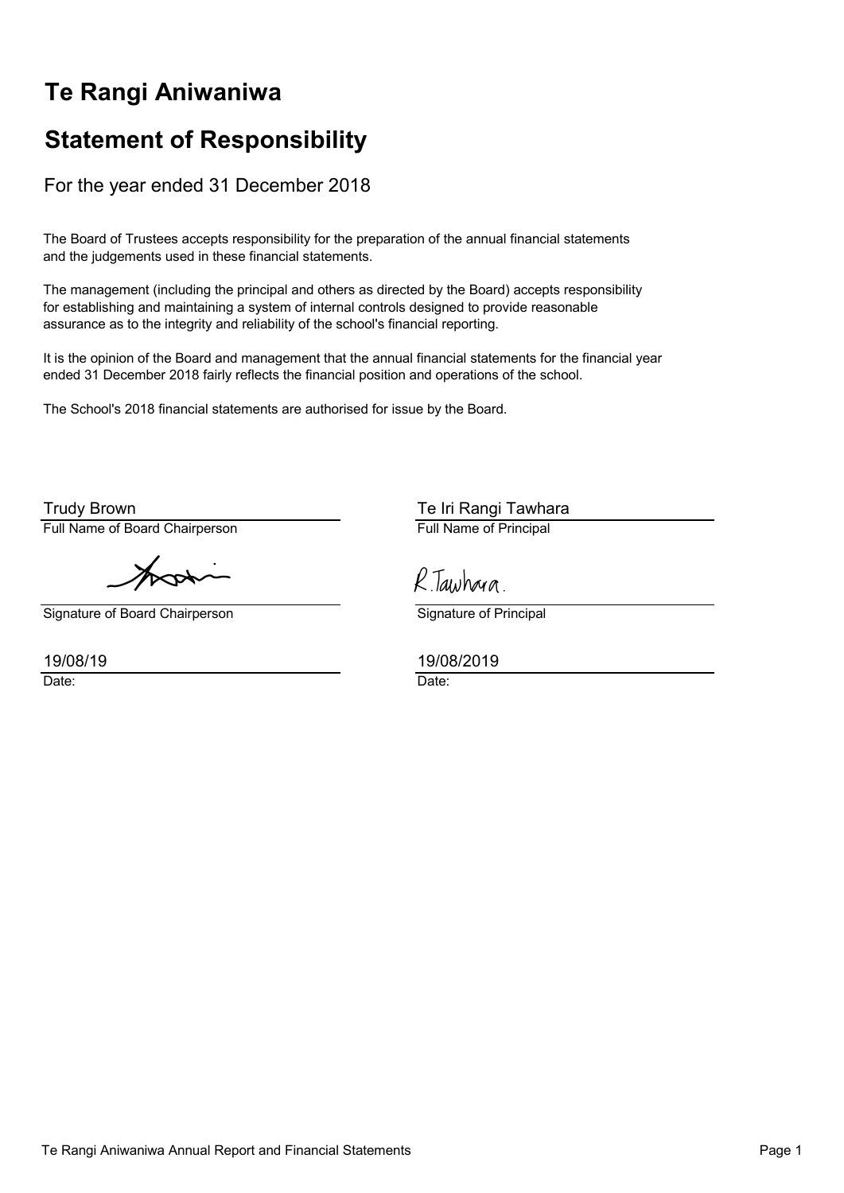# Te Rangi Aniwaniwa

## Statement of Responsibility

For the year ended 31 December 2018

The Board of Trustees accepts responsibility for the preparation of the annual financial statements and the judgements used in these financial statements.

The management (including the principal and others as directed by the Board) accepts responsibility for establishing and maintaining a system of internal controls designed to provide reasonable assurance as to the integrity and reliability of the school's financial reporting.

It is the opinion of the Board and management that the annual financial statements for the financial year ended 31 December 2018 fairly reflects the financial position and operations of the school.

The School's 2018 financial statements are authorised for issue by the Board.

| | |
|---|---|
| Trudy Brown | Te Iri Rangi Tawhara |
| Full Name of Board Chairperson | Full Name of Principal |
| | R.Tawhara. |
| Signature of Board Chairperson | Signature of Principal |
| 19/08/19 | 19/08/2019 |
| Date: | Date: |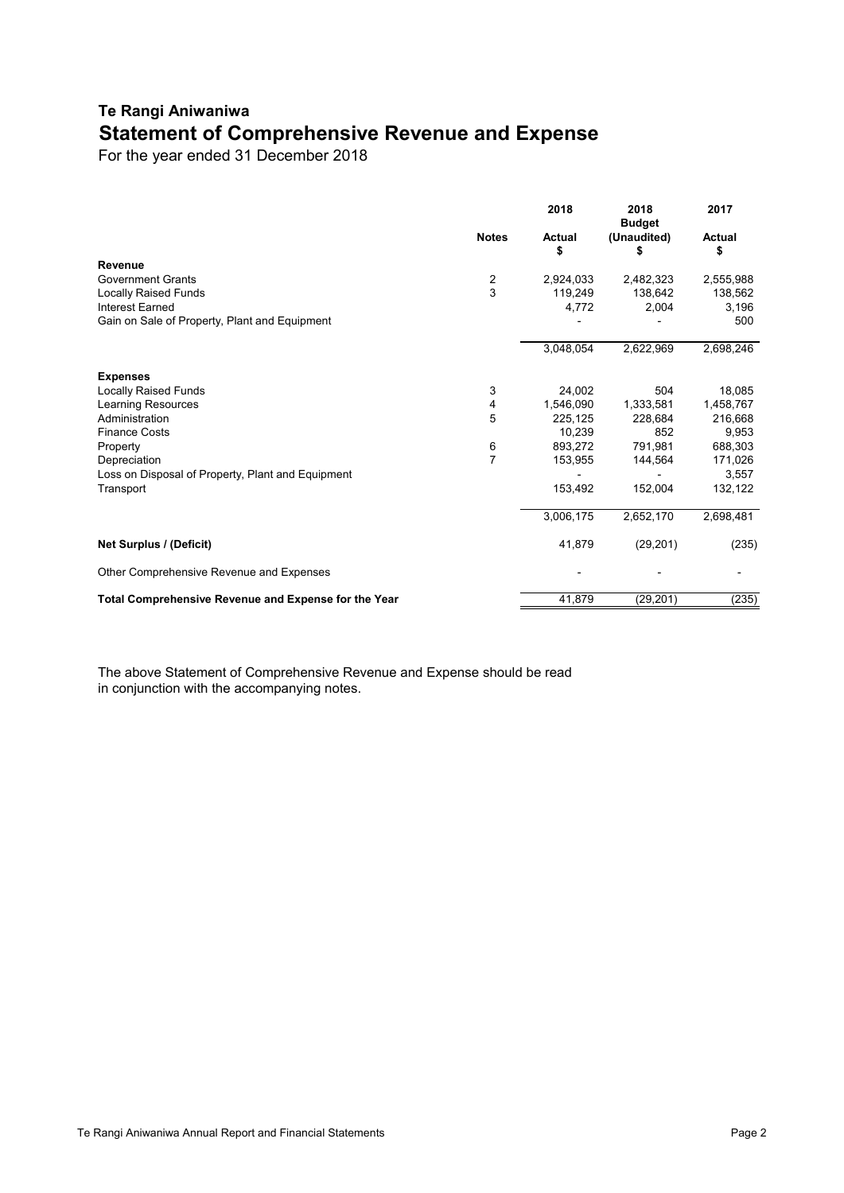# Te Rangi Aniwaniwa

## Statement of Comprehensive Revenue and Expense

For the year ended 31 December 2018

| | Notes | 2018 Actual $ | 2018 Budget (Unaudited) $ | 2017 Actual $ |
|---|---|---|---|---|
| **Revenue** | | | | |
| Government Grants | 2 | 2,924,033 | 2,482,323 | 2,555,988 |
| Locally Raised Funds | 3 | 119,249 | 138,642 | 138,562 |
| Interest Earned | | 4,772 | 2,004 | 3,196 |
| Gain on Sale of Property, Plant and Equipment | | - | - | 500 |
| | | 3,048,054 | 2,622,969 | 2,698,246 |
| **Expenses** | | | | |
| Locally Raised Funds | 3 | 24,002 | 504 | 18,085 |
| Learning Resources | 4 | 1,546,090 | 1,333,581 | 1,458,767 |
| Administration | 5 | 225,125 | 228,684 | 216,668 |
| Finance Costs | | 10,239 | 852 | 9,953 |
| Property | 6 | 893,272 | 791,981 | 688,303 |
| Depreciation | 7 | 153,955 | 144,564 | 171,026 |
| Loss on Disposal of Property, Plant and Equipment | | - | - | 3,557 |
| Transport | | 153,492 | 152,004 | 132,122 |
| | | 3,006,175 | 2,652,170 | 2,698,481 |
| **Net Surplus / (Deficit)** | | 41,879 | (29,201) | (235) |
| Other Comprehensive Revenue and Expenses | | - | - | - |
| **Total Comprehensive Revenue and Expense for the Year** | | 41,879 | (29,201) | (235) |

The above Statement of Comprehensive Revenue and Expense should be read in conjunction with the accompanying notes.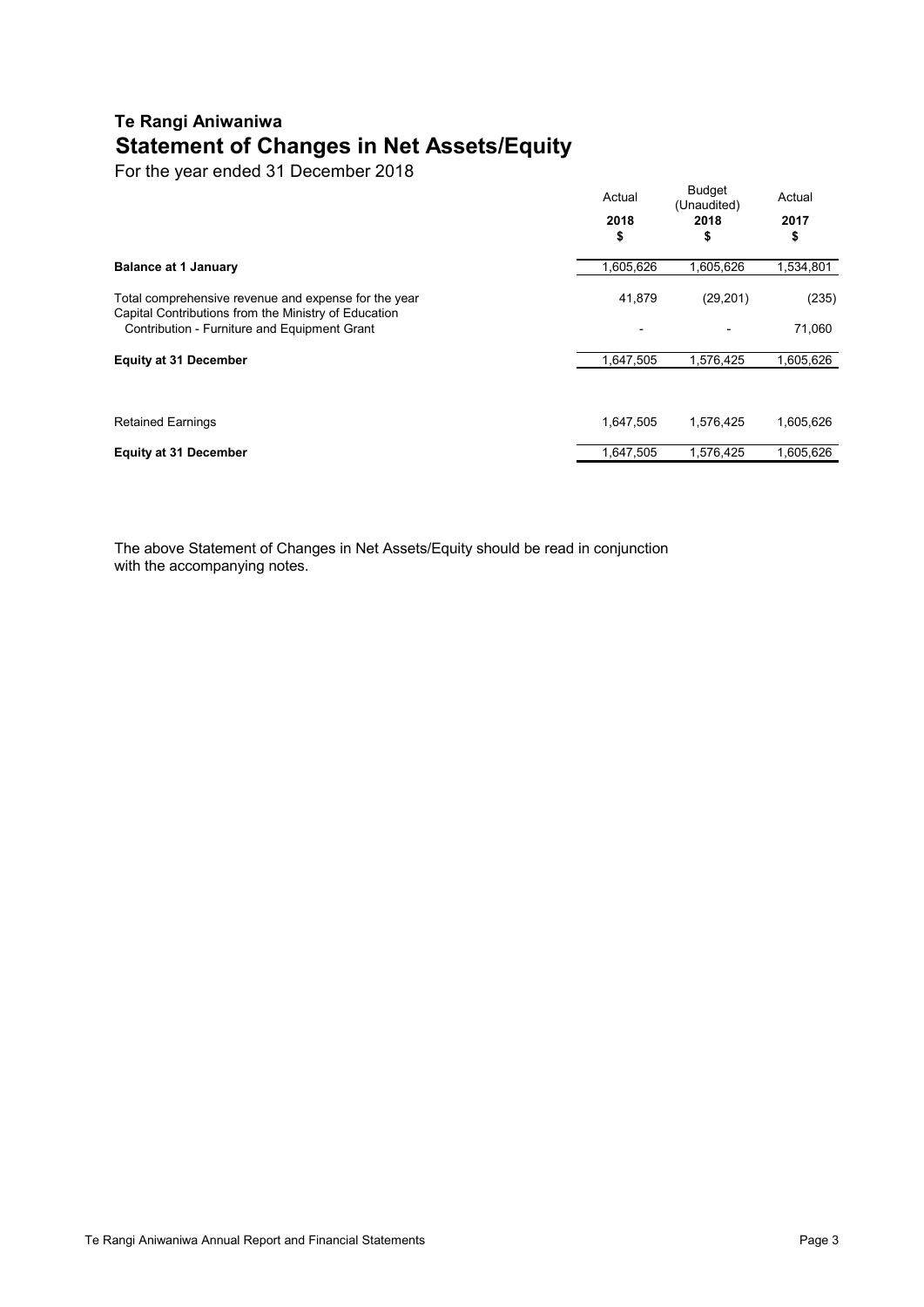# Te Rangi Aniwaniwa

## Statement of Changes in Net Assets/Equity

For the year ended 31 December 2018

| | Actual 2018 $ | Budget (Unaudited) 2018 $ | Actual 2017 $ |
|---|---|---|---|
| **Balance at 1 January** | 1,605,626 | 1,605,626 | 1,534,801 |
| Total comprehensive revenue and expense for the year | 41,879 | (29,201) | (235) |
| Capital Contributions from the Ministry of Education | | | |
| Contribution - Furniture and Equipment Grant | - | - | 71,060 |
| **Equity at 31 December** | 1,647,505 | 1,576,425 | 1,605,626 |
| | | | |
| Retained Earnings | 1,647,505 | 1,576,425 | 1,605,626 |
| **Equity at 31 December** | 1,647,505 | 1,576,425 | 1,605,626 |

The above Statement of Changes in Net Assets/Equity should be read in conjunction with the accompanying notes.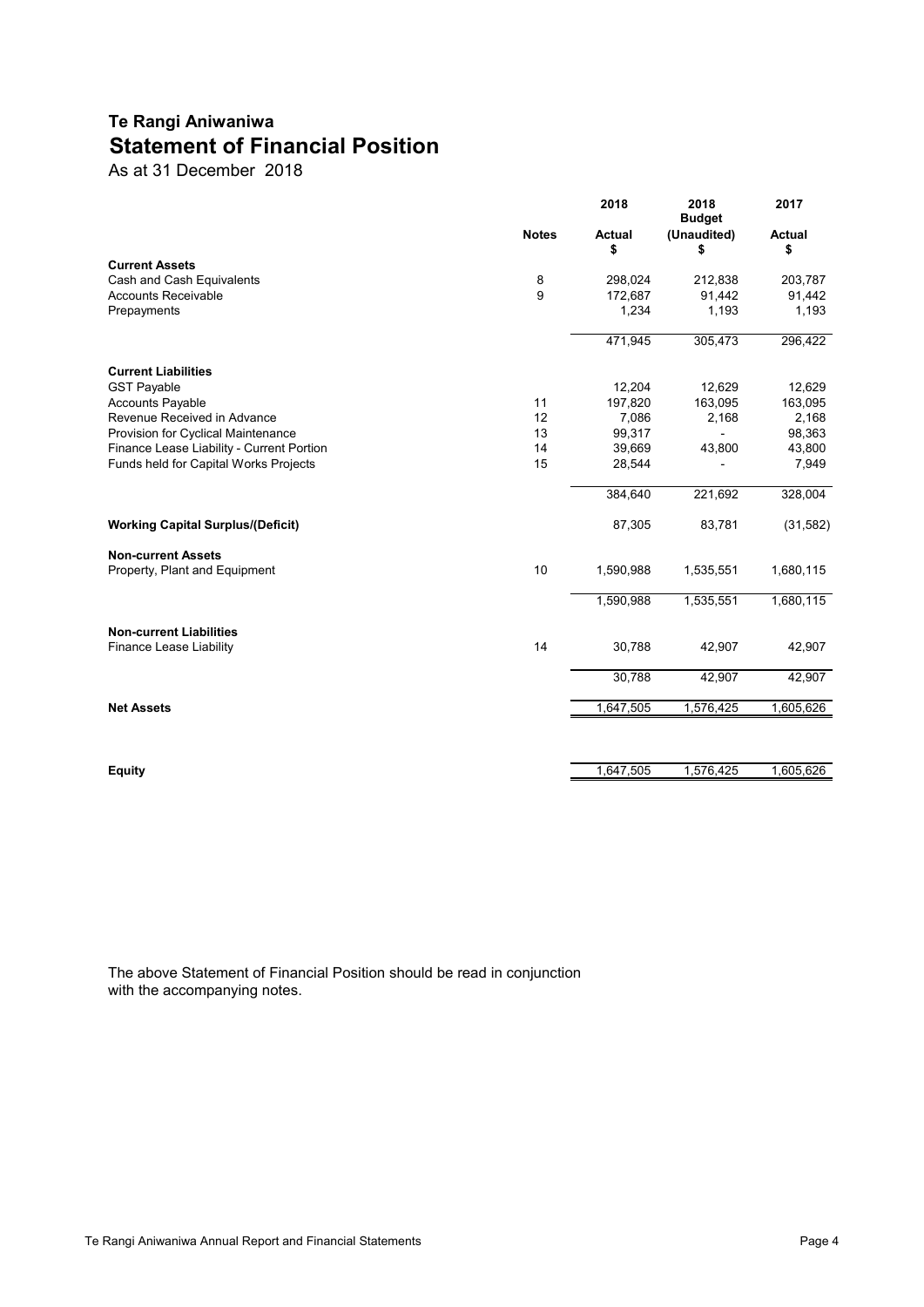## Te Rangi Aniwaniwa

# Statement of Financial Position

As at 31 December 2018

| | Notes | 2018 Actual $ | 2018 Budget (Unaudited) $ | 2017 Actual $ |
|---|---|---|---|---|
| **Current Assets** | | | | |
| Cash and Cash Equivalents | 8 | 298,024 | 212,838 | 203,787 |
| Accounts Receivable | 9 | 172,687 | 91,442 | 91,442 |
| Prepayments | | 1,234 | 1,193 | 1,193 |
| | | 471,945 | 305,473 | 296,422 |
| **Current Liabilities** | | | | |
| GST Payable | | 12,204 | 12,629 | 12,629 |
| Accounts Payable | 11 | 197,820 | 163,095 | 163,095 |
| Revenue Received in Advance | 12 | 7,086 | 2,168 | 2,168 |
| Provision for Cyclical Maintenance | 13 | 99,317 | - | 98,363 |
| Finance Lease Liability - Current Portion | 14 | 39,669 | 43,800 | 43,800 |
| Funds held for Capital Works Projects | 15 | 28,544 | - | 7,949 |
| | | 384,640 | 221,692 | 328,004 |
| **Working Capital Surplus/(Deficit)** | | 87,305 | 83,781 | (31,582) |
| **Non-current Assets** | | | | |
| Property, Plant and Equipment | 10 | 1,590,988 | 1,535,551 | 1,680,115 |
| | | 1,590,988 | 1,535,551 | 1,680,115 |
| **Non-current Liabilities** | | | | |
| Finance Lease Liability | 14 | 30,788 | 42,907 | 42,907 |
| | | 30,788 | 42,907 | 42,907 |
| **Net Assets** | | 1,647,505 | 1,576,425 | 1,605,626 |
| **Equity** | | 1,647,505 | 1,576,425 | 1,605,626 |

The above Statement of Financial Position should be read in conjunction with the accompanying notes.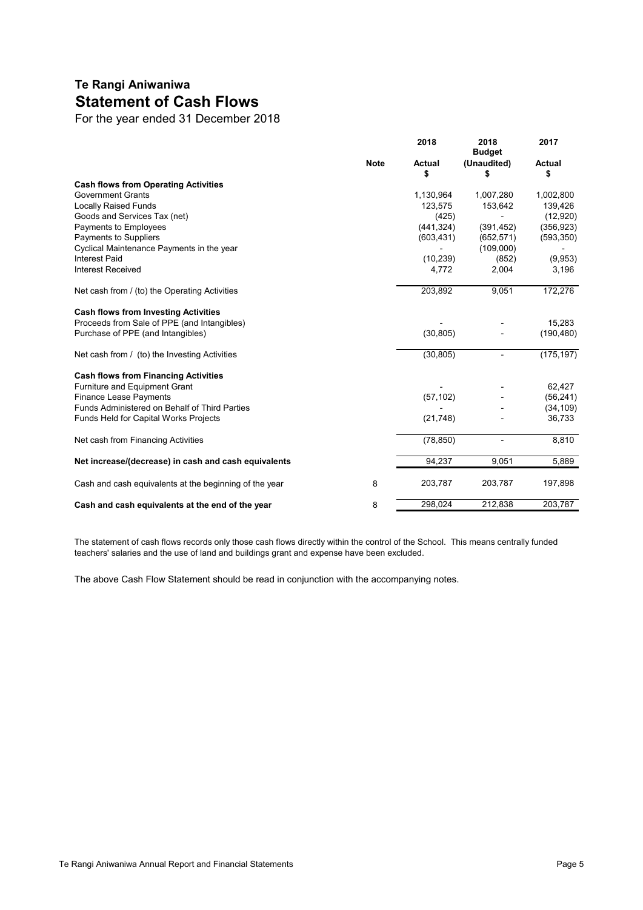# Te Rangi Aniwaniwa

## Statement of Cash Flows

For the year ended 31 December 2018

| | Note | 2018<br>Actual<br>$ | 2018<br>Budget<br>(Unaudited)<br>$ | 2017<br>Actual<br>$ |
|---|---|---|---|---|
| **Cash flows from Operating Activities** | | | | |
| Government Grants | | 1,130,964 | 1,007,280 | 1,002,800 |
| Locally Raised Funds | | 123,575 | 153,642 | 139,426 |
| Goods and Services Tax (net) | | (425) | - | (12,920) |
| Payments to Employees | | (441,324) | (391,452) | (356,923) |
| Payments to Suppliers | | (603,431) | (652,571) | (593,350) |
| Cyclical Maintenance Payments in the year | | - | (109,000) | - |
| Interest Paid | | (10,239) | (852) | (9,953) |
| Interest Received | | 4,772 | 2,004 | 3,196 |
| Net cash from / (to) the Operating Activities | | 203,892 | 9,051 | 172,276 |
| **Cash flows from Investing Activities** | | | | |
| Proceeds from Sale of PPE (and Intangibles) | | - | - | 15,283 |
| Purchase of PPE (and Intangibles) | | (30,805) | - | (190,480) |
| Net cash from / (to) the Investing Activities | | (30,805) | - | (175,197) |
| **Cash flows from Financing Activities** | | | | |
| Furniture and Equipment Grant | | - | - | 62,427 |
| Finance Lease Payments | | (57,102) | - | (56,241) |
| Funds Administered on Behalf of Third Parties | | - | - | (34,109) |
| Funds Held for Capital Works Projects | | (21,748) | - | 36,733 |
| Net cash from Financing Activities | | (78,850) | - | 8,810 |
| **Net increase/(decrease) in cash and cash equivalents** | | 94,237 | 9,051 | 5,889 |
| Cash and cash equivalents at the beginning of the year | 8 | 203,787 | 203,787 | 197,898 |
| **Cash and cash equivalents at the end of the year** | 8 | 298,024 | 212,838 | 203,787 |

The statement of cash flows records only those cash flows directly within the control of the School. This means centrally funded teachers' salaries and the use of land and buildings grant and expense have been excluded.

The above Cash Flow Statement should be read in conjunction with the accompanying notes.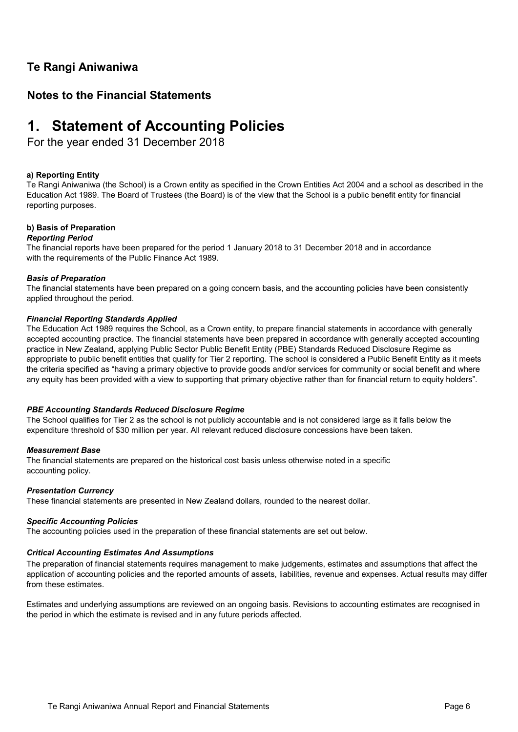## Te Rangi Aniwaniwa

## Notes to the Financial Statements

# 1. Statement of Accounting Policies

For the year ended 31 December 2018

**a) Reporting Entity**

Te Rangi Aniwaniwa (the School) is a Crown entity as specified in the Crown Entities Act 2004 and a school as described in the Education Act 1989. The Board of Trustees (the Board) is of the view that the School is a public benefit entity for financial reporting purposes.

**b) Basis of Preparation**

***Reporting Period***

The financial reports have been prepared for the period 1 January 2018 to 31 December 2018 and in accordance with the requirements of the Public Finance Act 1989.

***Basis of Preparation***

The financial statements have been prepared on a going concern basis, and the accounting policies have been consistently applied throughout the period.

***Financial Reporting Standards Applied***

The Education Act 1989 requires the School, as a Crown entity, to prepare financial statements in accordance with generally accepted accounting practice. The financial statements have been prepared in accordance with generally accepted accounting practice in New Zealand, applying Public Sector Public Benefit Entity (PBE) Standards Reduced Disclosure Regime as appropriate to public benefit entities that qualify for Tier 2 reporting. The school is considered a Public Benefit Entity as it meets the criteria specified as "having a primary objective to provide goods and/or services for community or social benefit and where any equity has been provided with a view to supporting that primary objective rather than for financial return to equity holders".

***PBE Accounting Standards Reduced Disclosure Regime***

The School qualifies for Tier 2 as the school is not publicly accountable and is not considered large as it falls below the expenditure threshold of $30 million per year. All relevant reduced disclosure concessions have been taken.

***Measurement Base***

The financial statements are prepared on the historical cost basis unless otherwise noted in a specific accounting policy.

***Presentation Currency***

These financial statements are presented in New Zealand dollars, rounded to the nearest dollar.

***Specific Accounting Policies***

The accounting policies used in the preparation of these financial statements are set out below.

***Critical Accounting Estimates And Assumptions***

The preparation of financial statements requires management to make judgements, estimates and assumptions that affect the application of accounting policies and the reported amounts of assets, liabilities, revenue and expenses. Actual results may differ from these estimates.

Estimates and underlying assumptions are reviewed on an ongoing basis. Revisions to accounting estimates are recognised in the period in which the estimate is revised and in any future periods affected.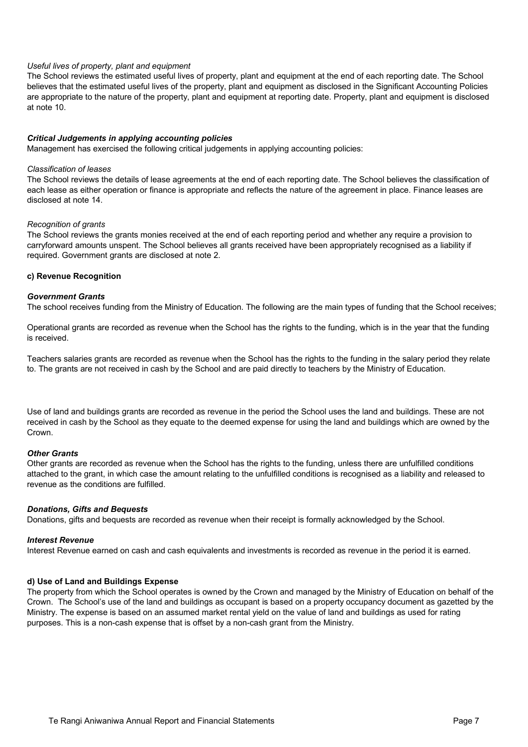*Useful lives of property, plant and equipment*
The School reviews the estimated useful lives of property, plant and equipment at the end of each reporting date. The School believes that the estimated useful lives of the property, plant and equipment as disclosed in the Significant Accounting Policies are appropriate to the nature of the property, plant and equipment at reporting date. Property, plant and equipment is disclosed at note 10.

***Critical Judgements in applying accounting policies***
Management has exercised the following critical judgements in applying accounting policies:

*Classification of leases*
The School reviews the details of lease agreements at the end of each reporting date. The School believes the classification of each lease as either operation or finance is appropriate and reflects the nature of the agreement in place. Finance leases are disclosed at note 14.

*Recognition of grants*
The School reviews the grants monies received at the end of each reporting period and whether any require a provision to carryforward amounts unspent. The School believes all grants received have been appropriately recognised as a liability if required. Government grants are disclosed at note 2.

**c) Revenue Recognition**

***Government Grants***
The school receives funding from the Ministry of Education. The following are the main types of funding that the School receives;

Operational grants are recorded as revenue when the School has the rights to the funding, which is in the year that the funding is received.

Teachers salaries grants are recorded as revenue when the School has the rights to the funding in the salary period they relate to. The grants are not received in cash by the School and are paid directly to teachers by the Ministry of Education.

Use of land and buildings grants are recorded as revenue in the period the School uses the land and buildings. These are not received in cash by the School as they equate to the deemed expense for using the land and buildings which are owned by the Crown.

***Other Grants***
Other grants are recorded as revenue when the School has the rights to the funding, unless there are unfulfilled conditions attached to the grant, in which case the amount relating to the unfulfilled conditions is recognised as a liability and released to revenue as the conditions are fulfilled.

***Donations, Gifts and Bequests***
Donations, gifts and bequests are recorded as revenue when their receipt is formally acknowledged by the School.

***Interest Revenue***
Interest Revenue earned on cash and cash equivalents and investments is recorded as revenue in the period it is earned.

**d) Use of Land and Buildings Expense**
The property from which the School operates is owned by the Crown and managed by the Ministry of Education on behalf of the Crown. The School's use of the land and buildings as occupant is based on a property occupancy document as gazetted by the Ministry. The expense is based on an assumed market rental yield on the value of land and buildings as used for rating purposes. This is a non-cash expense that is offset by a non-cash grant from the Ministry.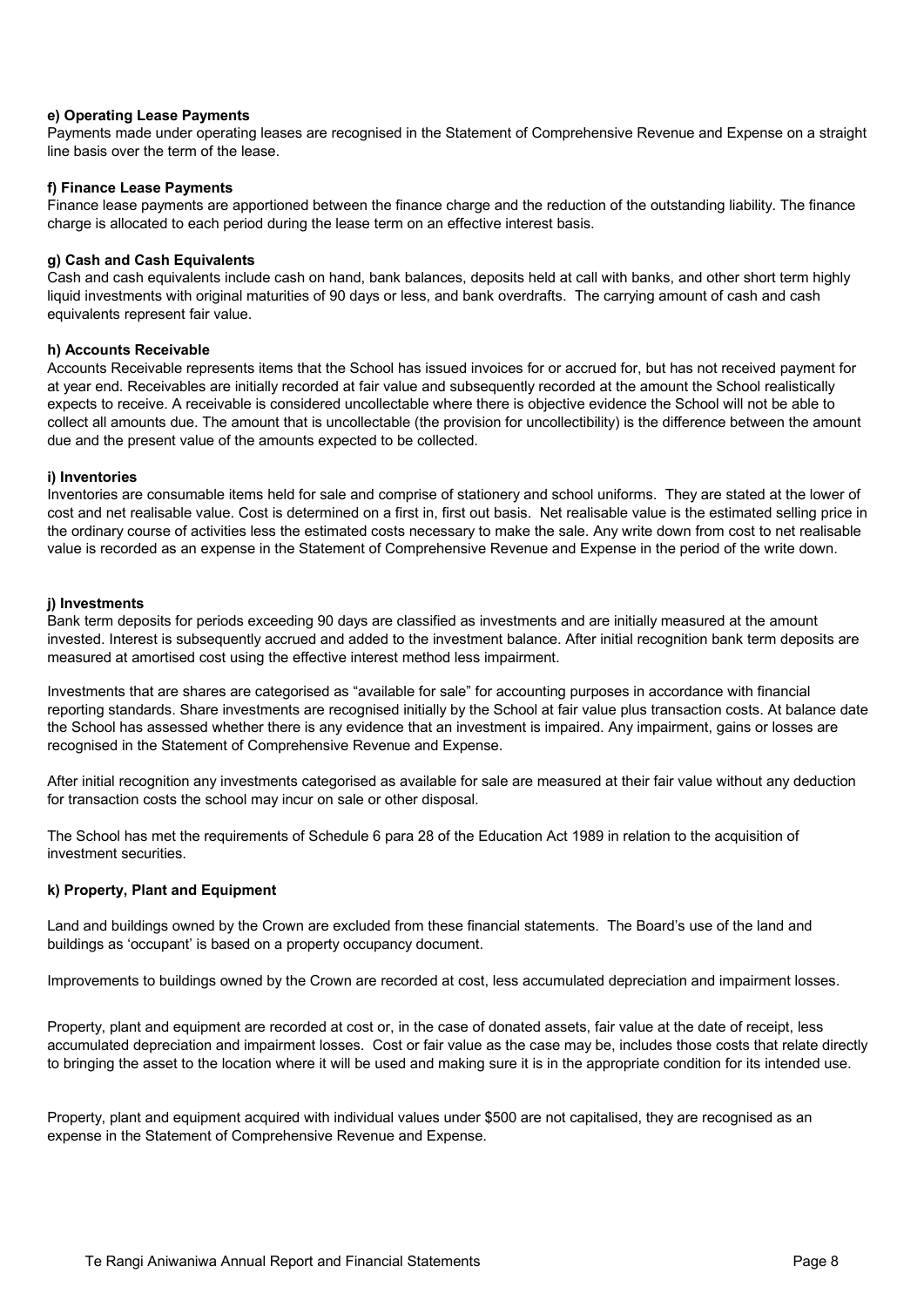**e) Operating Lease Payments**
Payments made under operating leases are recognised in the Statement of Comprehensive Revenue and Expense on a straight line basis over the term of the lease.

**f) Finance Lease Payments**
Finance lease payments are apportioned between the finance charge and the reduction of the outstanding liability. The finance charge is allocated to each period during the lease term on an effective interest basis.

**g) Cash and Cash Equivalents**
Cash and cash equivalents include cash on hand, bank balances, deposits held at call with banks, and other short term highly liquid investments with original maturities of 90 days or less, and bank overdrafts. The carrying amount of cash and cash equivalents represent fair value.

**h) Accounts Receivable**
Accounts Receivable represents items that the School has issued invoices for or accrued for, but has not received payment for at year end. Receivables are initially recorded at fair value and subsequently recorded at the amount the School realistically expects to receive. A receivable is considered uncollectable where there is objective evidence the School will not be able to collect all amounts due. The amount that is uncollectable (the provision for uncollectibility) is the difference between the amount due and the present value of the amounts expected to be collected.

**i) Inventories**
Inventories are consumable items held for sale and comprise of stationery and school uniforms. They are stated at the lower of cost and net realisable value. Cost is determined on a first in, first out basis. Net realisable value is the estimated selling price in the ordinary course of activities less the estimated costs necessary to make the sale. Any write down from cost to net realisable value is recorded as an expense in the Statement of Comprehensive Revenue and Expense in the period of the write down.

**j) Investments**
Bank term deposits for periods exceeding 90 days are classified as investments and are initially measured at the amount invested. Interest is subsequently accrued and added to the investment balance. After initial recognition bank term deposits are measured at amortised cost using the effective interest method less impairment.

Investments that are shares are categorised as "available for sale" for accounting purposes in accordance with financial reporting standards. Share investments are recognised initially by the School at fair value plus transaction costs. At balance date the School has assessed whether there is any evidence that an investment is impaired. Any impairment, gains or losses are recognised in the Statement of Comprehensive Revenue and Expense.

After initial recognition any investments categorised as available for sale are measured at their fair value without any deduction for transaction costs the school may incur on sale or other disposal.

The School has met the requirements of Schedule 6 para 28 of the Education Act 1989 in relation to the acquisition of investment securities.

**k) Property, Plant and Equipment**

Land and buildings owned by the Crown are excluded from these financial statements. The Board's use of the land and buildings as 'occupant' is based on a property occupancy document.

Improvements to buildings owned by the Crown are recorded at cost, less accumulated depreciation and impairment losses.

Property, plant and equipment are recorded at cost or, in the case of donated assets, fair value at the date of receipt, less accumulated depreciation and impairment losses. Cost or fair value as the case may be, includes those costs that relate directly to bringing the asset to the location where it will be used and making sure it is in the appropriate condition for its intended use.

Property, plant and equipment acquired with individual values under $500 are not capitalised, they are recognised as an expense in the Statement of Comprehensive Revenue and Expense.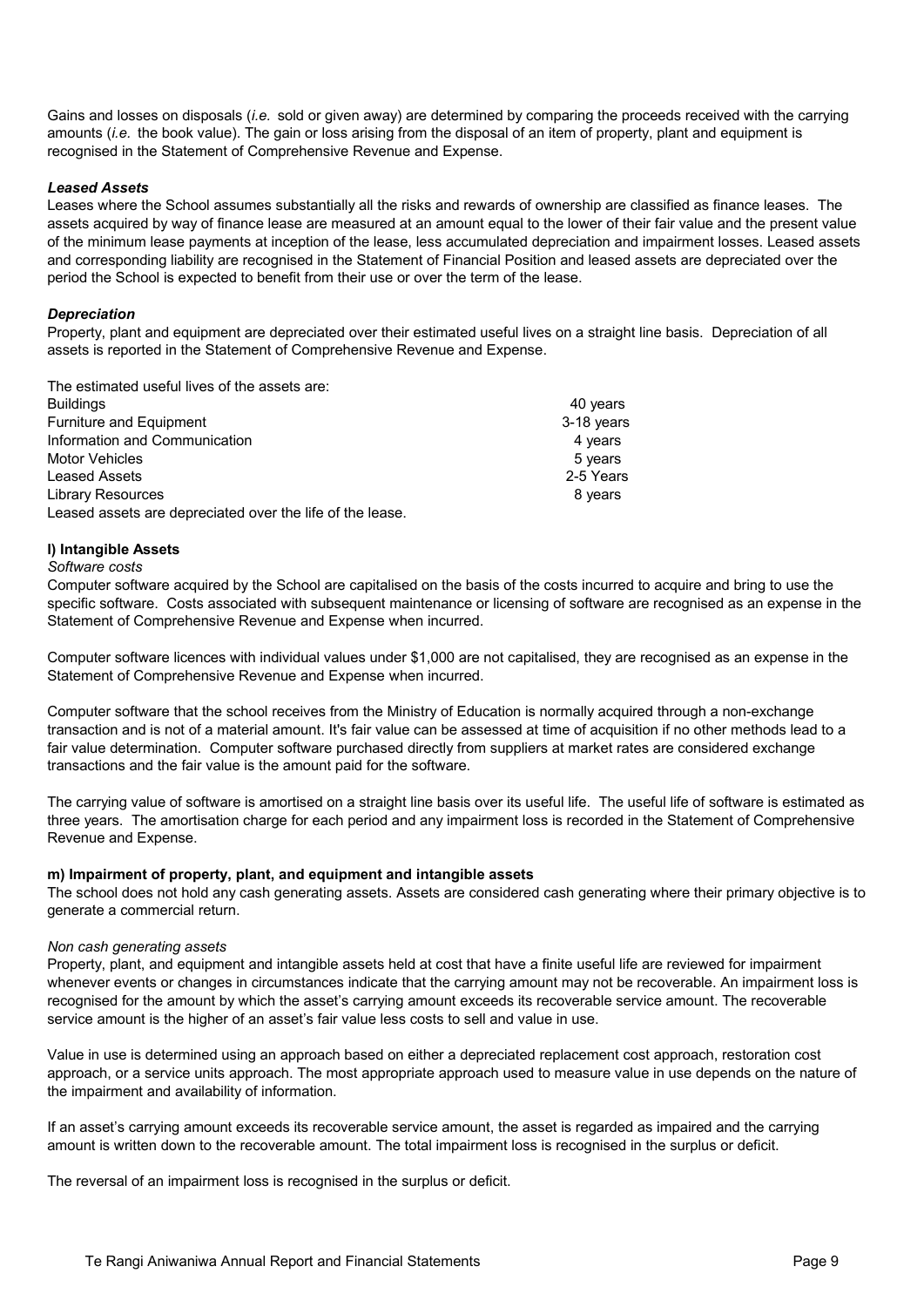Gains and losses on disposals (*i.e.* sold or given away) are determined by comparing the proceeds received with the carrying amounts (*i.e.* the book value). The gain or loss arising from the disposal of an item of property, plant and equipment is recognised in the Statement of Comprehensive Revenue and Expense.

***Leased Assets***

Leases where the School assumes substantially all the risks and rewards of ownership are classified as finance leases. The assets acquired by way of finance lease are measured at an amount equal to the lower of their fair value and the present value of the minimum lease payments at inception of the lease, less accumulated depreciation and impairment losses. Leased assets and corresponding liability are recognised in the Statement of Financial Position and leased assets are depreciated over the period the School is expected to benefit from their use or over the term of the lease.

***Depreciation***

Property, plant and equipment are depreciated over their estimated useful lives on a straight line basis. Depreciation of all assets is reported in the Statement of Comprehensive Revenue and Expense.

The estimated useful lives of the assets are:

| | |
|---|---|
| Buildings | 40 years |
| Furniture and Equipment | 3-18 years |
| Information and Communication | 4 years |
| Motor Vehicles | 5 years |
| Leased Assets | 2-5 Years |
| Library Resources | 8 years |

Leased assets are depreciated over the life of the lease.

**l) Intangible Assets**

*Software costs*

Computer software acquired by the School are capitalised on the basis of the costs incurred to acquire and bring to use the specific software. Costs associated with subsequent maintenance or licensing of software are recognised as an expense in the Statement of Comprehensive Revenue and Expense when incurred.

Computer software licences with individual values under $1,000 are not capitalised, they are recognised as an expense in the Statement of Comprehensive Revenue and Expense when incurred.

Computer software that the school receives from the Ministry of Education is normally acquired through a non-exchange transaction and is not of a material amount. It's fair value can be assessed at time of acquisition if no other methods lead to a fair value determination. Computer software purchased directly from suppliers at market rates are considered exchange transactions and the fair value is the amount paid for the software.

The carrying value of software is amortised on a straight line basis over its useful life. The useful life of software is estimated as three years. The amortisation charge for each period and any impairment loss is recorded in the Statement of Comprehensive Revenue and Expense.

**m) Impairment of property, plant, and equipment and intangible assets**

The school does not hold any cash generating assets. Assets are considered cash generating where their primary objective is to generate a commercial return.

*Non cash generating assets*

Property, plant, and equipment and intangible assets held at cost that have a finite useful life are reviewed for impairment whenever events or changes in circumstances indicate that the carrying amount may not be recoverable. An impairment loss is recognised for the amount by which the asset's carrying amount exceeds its recoverable service amount. The recoverable service amount is the higher of an asset's fair value less costs to sell and value in use.

Value in use is determined using an approach based on either a depreciated replacement cost approach, restoration cost approach, or a service units approach. The most appropriate approach used to measure value in use depends on the nature of the impairment and availability of information.

If an asset's carrying amount exceeds its recoverable service amount, the asset is regarded as impaired and the carrying amount is written down to the recoverable amount. The total impairment loss is recognised in the surplus or deficit.

The reversal of an impairment loss is recognised in the surplus or deficit.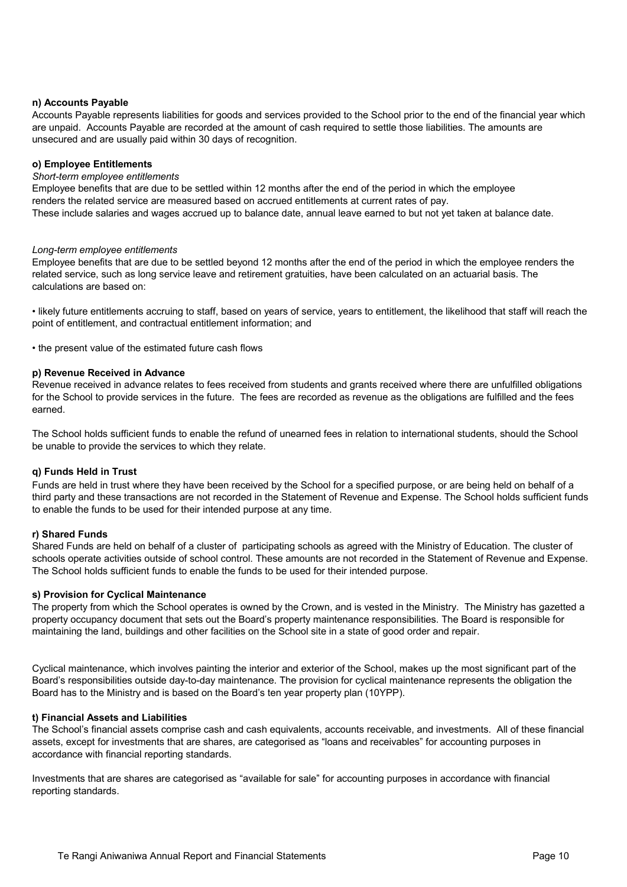**n) Accounts Payable**

Accounts Payable represents liabilities for goods and services provided to the School prior to the end of the financial year which are unpaid. Accounts Payable are recorded at the amount of cash required to settle those liabilities. The amounts are unsecured and are usually paid within 30 days of recognition.

**o) Employee Entitlements**

*Short-term employee entitlements*

Employee benefits that are due to be settled within 12 months after the end of the period in which the employee renders the related service are measured based on accrued entitlements at current rates of pay.
These include salaries and wages accrued up to balance date, annual leave earned to but not yet taken at balance date.

*Long-term employee entitlements*

Employee benefits that are due to be settled beyond 12 months after the end of the period in which the employee renders the related service, such as long service leave and retirement gratuities, have been calculated on an actuarial basis. The calculations are based on:

• likely future entitlements accruing to staff, based on years of service, years to entitlement, the likelihood that staff will reach the point of entitlement, and contractual entitlement information; and

• the present value of the estimated future cash flows

**p) Revenue Received in Advance**

Revenue received in advance relates to fees received from students and grants received where there are unfulfilled obligations for the School to provide services in the future. The fees are recorded as revenue as the obligations are fulfilled and the fees earned.

The School holds sufficient funds to enable the refund of unearned fees in relation to international students, should the School be unable to provide the services to which they relate.

**q) Funds Held in Trust**

Funds are held in trust where they have been received by the School for a specified purpose, or are being held on behalf of a third party and these transactions are not recorded in the Statement of Revenue and Expense. The School holds sufficient funds to enable the funds to be used for their intended purpose at any time.

**r) Shared Funds**

Shared Funds are held on behalf of a cluster of participating schools as agreed with the Ministry of Education. The cluster of schools operate activities outside of school control. These amounts are not recorded in the Statement of Revenue and Expense. The School holds sufficient funds to enable the funds to be used for their intended purpose.

**s) Provision for Cyclical Maintenance**

The property from which the School operates is owned by the Crown, and is vested in the Ministry. The Ministry has gazetted a property occupancy document that sets out the Board's property maintenance responsibilities. The Board is responsible for maintaining the land, buildings and other facilities on the School site in a state of good order and repair.

Cyclical maintenance, which involves painting the interior and exterior of the School, makes up the most significant part of the Board's responsibilities outside day-to-day maintenance. The provision for cyclical maintenance represents the obligation the Board has to the Ministry and is based on the Board's ten year property plan (10YPP).

**t) Financial Assets and Liabilities**

The School's financial assets comprise cash and cash equivalents, accounts receivable, and investments. All of these financial assets, except for investments that are shares, are categorised as "loans and receivables" for accounting purposes in accordance with financial reporting standards.

Investments that are shares are categorised as "available for sale" for accounting purposes in accordance with financial reporting standards.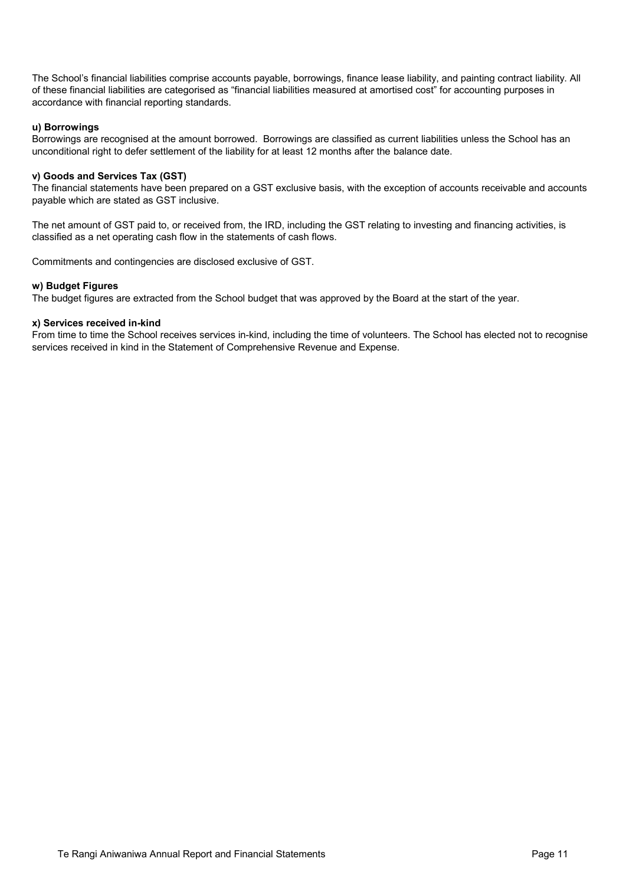The School's financial liabilities comprise accounts payable, borrowings, finance lease liability, and painting contract liability. All of these financial liabilities are categorised as "financial liabilities measured at amortised cost" for accounting purposes in accordance with financial reporting standards.

**u) Borrowings**

Borrowings are recognised at the amount borrowed. Borrowings are classified as current liabilities unless the School has an unconditional right to defer settlement of the liability for at least 12 months after the balance date.

**v) Goods and Services Tax (GST)**

The financial statements have been prepared on a GST exclusive basis, with the exception of accounts receivable and accounts payable which are stated as GST inclusive.

The net amount of GST paid to, or received from, the IRD, including the GST relating to investing and financing activities, is classified as a net operating cash flow in the statements of cash flows.

Commitments and contingencies are disclosed exclusive of GST.

**w) Budget Figures**

The budget figures are extracted from the School budget that was approved by the Board at the start of the year.

**x) Services received in-kind**

From time to time the School receives services in-kind, including the time of volunteers. The School has elected not to recognise services received in kind in the Statement of Comprehensive Revenue and Expense.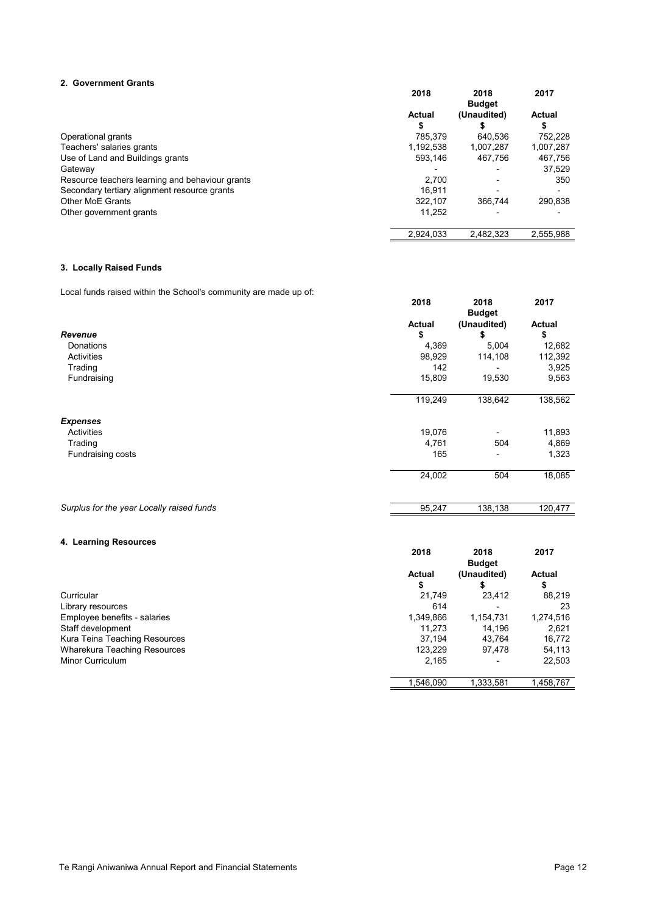## 2. Government Grants

| | 2018 | 2018 | 2017 |
|---|---|---|---|
| | | Budget | |
| | Actual | (Unaudited) | Actual |
| | $ | $ | $ |
| Operational grants | 785,379 | 640,536 | 752,228 |
| Teachers' salaries grants | 1,192,538 | 1,007,287 | 1,007,287 |
| Use of Land and Buildings grants | 593,146 | 467,756 | 467,756 |
| Gateway | - | - | 37,529 |
| Resource teachers learning and behaviour grants | 2,700 | - | 350 |
| Secondary tertiary alignment resource grants | 16,911 | - | - |
| Other MoE Grants | 322,107 | 366,744 | 290,838 |
| Other government grants | 11,252 | - | - |
| | 2,924,033 | 2,482,323 | 2,555,988 |

## 3. Locally Raised Funds

Local funds raised within the School's community are made up of:

| | 2018 | 2018 | 2017 |
|---|---|---|---|
| | | Budget | |
| | Actual | (Unaudited) | Actual |
| ***Revenue*** | $ | $ | $ |
| Donations | 4,369 | 5,004 | 12,682 |
| Activities | 98,929 | 114,108 | 112,392 |
| Trading | 142 | - | 3,925 |
| Fundraising | 15,809 | 19,530 | 9,563 |
| | 119,249 | 138,642 | 138,562 |
| ***Expenses*** | | | |
| Activities | 19,076 | - | 11,893 |
| Trading | 4,761 | 504 | 4,869 |
| Fundraising costs | 165 | - | 1,323 |
| | 24,002 | 504 | 18,085 |
| *Surplus for the year Locally raised funds* | 95,247 | 138,138 | 120,477 |

## 4. Learning Resources

| | 2018 | 2018 | 2017 |
|---|---|---|---|
| | | Budget | |
| | Actual | (Unaudited) | Actual |
| | $ | $ | $ |
| Curricular | 21,749 | 23,412 | 88,219 |
| Library resources | 614 | - | 23 |
| Employee benefits - salaries | 1,349,866 | 1,154,731 | 1,274,516 |
| Staff development | 11,273 | 14,196 | 2,621 |
| Kura Teina Teaching Resources | 37,194 | 43,764 | 16,772 |
| Wharekura Teaching Resources | 123,229 | 97,478 | 54,113 |
| Minor Curriculum | 2,165 | - | 22,503 |
| | 1,546,090 | 1,333,581 | 1,458,767 |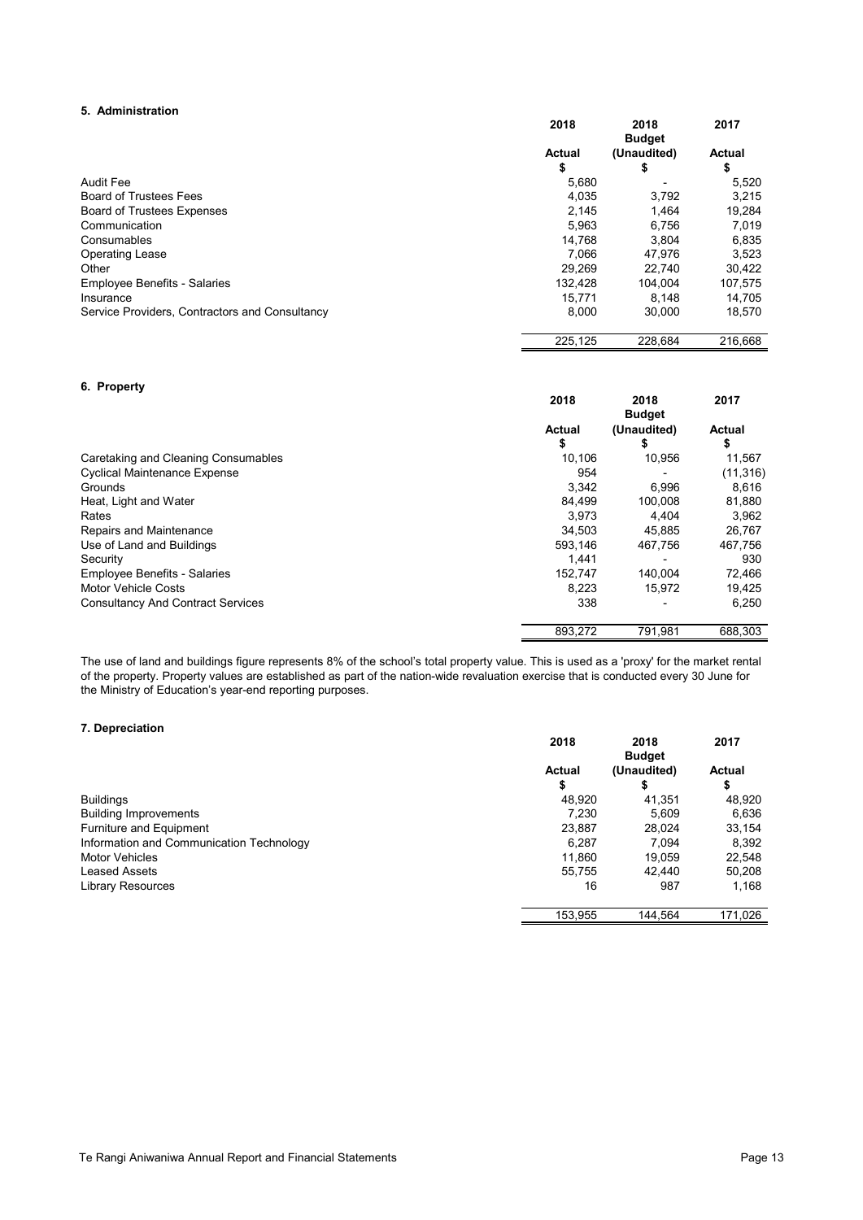#### 5. Administration

| | 2018 Actual $ | 2018 Budget (Unaudited) $ | 2017 Actual $ |
|---|---|---|---|
| Audit Fee | 5,680 | - | 5,520 |
| Board of Trustees Fees | 4,035 | 3,792 | 3,215 |
| Board of Trustees Expenses | 2,145 | 1,464 | 19,284 |
| Communication | 5,963 | 6,756 | 7,019 |
| Consumables | 14,768 | 3,804 | 6,835 |
| Operating Lease | 7,066 | 47,976 | 3,523 |
| Other | 29,269 | 22,740 | 30,422 |
| Employee Benefits - Salaries | 132,428 | 104,004 | 107,575 |
| Insurance | 15,771 | 8,148 | 14,705 |
| Service Providers, Contractors and Consultancy | 8,000 | 30,000 | 18,570 |
| | 225,125 | 228,684 | 216,668 |

#### 6. Property

| | 2018 Actual $ | 2018 Budget (Unaudited) $ | 2017 Actual $ |
|---|---|---|---|
| Caretaking and Cleaning Consumables | 10,106 | 10,956 | 11,567 |
| Cyclical Maintenance Expense | 954 | - | (11,316) |
| Grounds | 3,342 | 6,996 | 8,616 |
| Heat, Light and Water | 84,499 | 100,008 | 81,880 |
| Rates | 3,973 | 4,404 | 3,962 |
| Repairs and Maintenance | 34,503 | 45,885 | 26,767 |
| Use of Land and Buildings | 593,146 | 467,756 | 467,756 |
| Security | 1,441 | - | 930 |
| Employee Benefits - Salaries | 152,747 | 140,004 | 72,466 |
| Motor Vehicle Costs | 8,223 | 15,972 | 19,425 |
| Consultancy And Contract Services | 338 | - | 6,250 |
| | 893,272 | 791,981 | 688,303 |

The use of land and buildings figure represents 8% of the school's total property value. This is used as a 'proxy' for the market rental of the property. Property values are established as part of the nation-wide revaluation exercise that is conducted every 30 June for the Ministry of Education's year-end reporting purposes.

#### 7. Depreciation

| | 2018 Actual $ | 2018 Budget (Unaudited) $ | 2017 Actual $ |
|---|---|---|---|
| Buildings | 48,920 | 41,351 | 48,920 |
| Building Improvements | 7,230 | 5,609 | 6,636 |
| Furniture and Equipment | 23,887 | 28,024 | 33,154 |
| Information and Communication Technology | 6,287 | 7,094 | 8,392 |
| Motor Vehicles | 11,860 | 19,059 | 22,548 |
| Leased Assets | 55,755 | 42,440 | 50,208 |
| Library Resources | 16 | 987 | 1,168 |
| | 153,955 | 144,564 | 171,026 |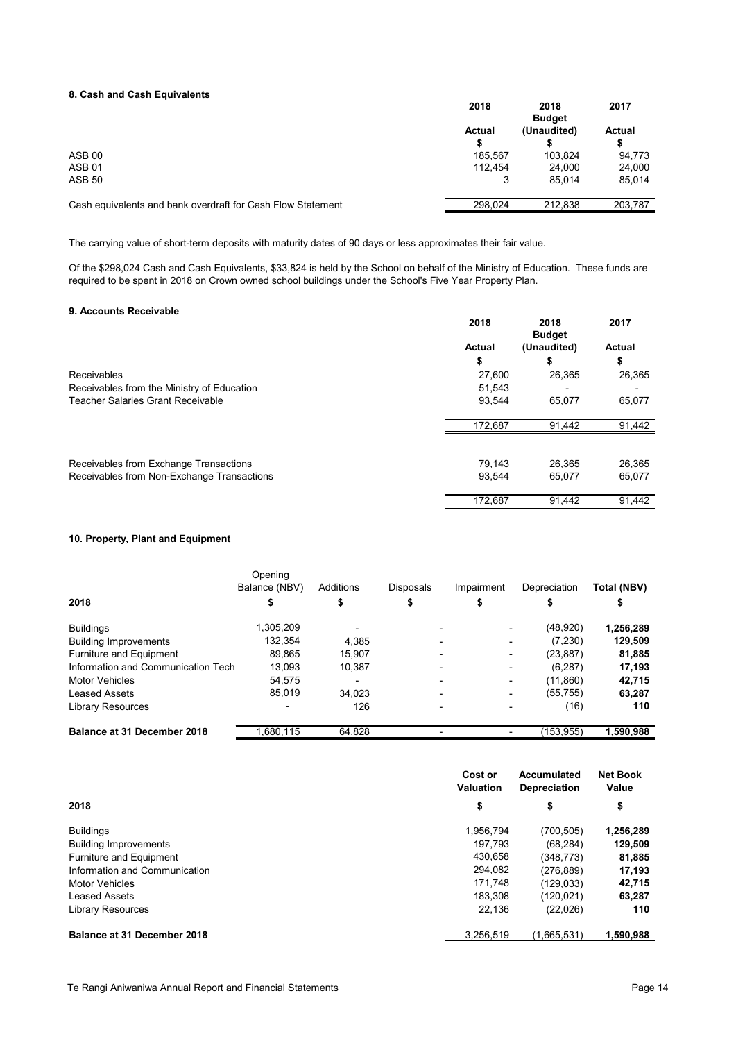### 8. Cash and Cash Equivalents

| | 2018 Actual $ | 2018 Budget (Unaudited) $ | 2017 Actual $ |
|---|---|---|---|
| ASB 00 | 185,567 | 103,824 | 94,773 |
| ASB 01 | 112,454 | 24,000 | 24,000 |
| ASB 50 | 3 | 85,014 | 85,014 |
| Cash equivalents and bank overdraft for Cash Flow Statement | 298,024 | 212,838 | 203,787 |

The carrying value of short-term deposits with maturity dates of 90 days or less approximates their fair value.

Of the $298,024 Cash and Cash Equivalents, $33,824 is held by the School on behalf of the Ministry of Education. These funds are required to be spent in 2018 on Crown owned school buildings under the School's Five Year Property Plan.

### 9. Accounts Receivable

| | 2018 Actual $ | 2018 Budget (Unaudited) $ | 2017 Actual $ |
|---|---|---|---|
| Receivables | 27,600 | 26,365 | 26,365 |
| Receivables from the Ministry of Education | 51,543 | - | - |
| Teacher Salaries Grant Receivable | 93,544 | 65,077 | 65,077 |
| | 172,687 | 91,442 | 91,442 |
| | | | |
| Receivables from Exchange Transactions | 79,143 | 26,365 | 26,365 |
| Receivables from Non-Exchange Transactions | 93,544 | 65,077 | 65,077 |
| | 172,687 | 91,442 | 91,442 |

### 10. Property, Plant and Equipment

| 2018 | Opening Balance (NBV) $ | Additions $ | Disposals $ | Impairment $ | Depreciation $ | Total (NBV) $ |
|---|---|---|---|---|---|---|
| Buildings | 1,305,209 | - | - | - | (48,920) | **1,256,289** |
| Building Improvements | 132,354 | 4,385 | - | - | (7,230) | **129,509** |
| Furniture and Equipment | 89,865 | 15,907 | - | - | (23,887) | **81,885** |
| Information and Communication Tech | 13,093 | 10,387 | - | - | (6,287) | **17,193** |
| Motor Vehicles | 54,575 | - | - | - | (11,860) | **42,715** |
| Leased Assets | 85,019 | 34,023 | - | - | (55,755) | **63,287** |
| Library Resources | - | 126 | - | - | (16) | **110** |
| **Balance at 31 December 2018** | 1,680,115 | 64,828 | - | - | (153,955) | **1,590,988** |

| 2018 | Cost or Valuation $ | Accumulated Depreciation $ | Net Book Value $ |
|---|---|---|---|
| Buildings | 1,956,794 | (700,505) | **1,256,289** |
| Building Improvements | 197,793 | (68,284) | **129,509** |
| Furniture and Equipment | 430,658 | (348,773) | **81,885** |
| Information and Communication | 294,082 | (276,889) | **17,193** |
| Motor Vehicles | 171,748 | (129,033) | **42,715** |
| Leased Assets | 183,308 | (120,021) | **63,287** |
| Library Resources | 22,136 | (22,026) | **110** |
| **Balance at 31 December 2018** | 3,256,519 | (1,665,531) | **1,590,988** |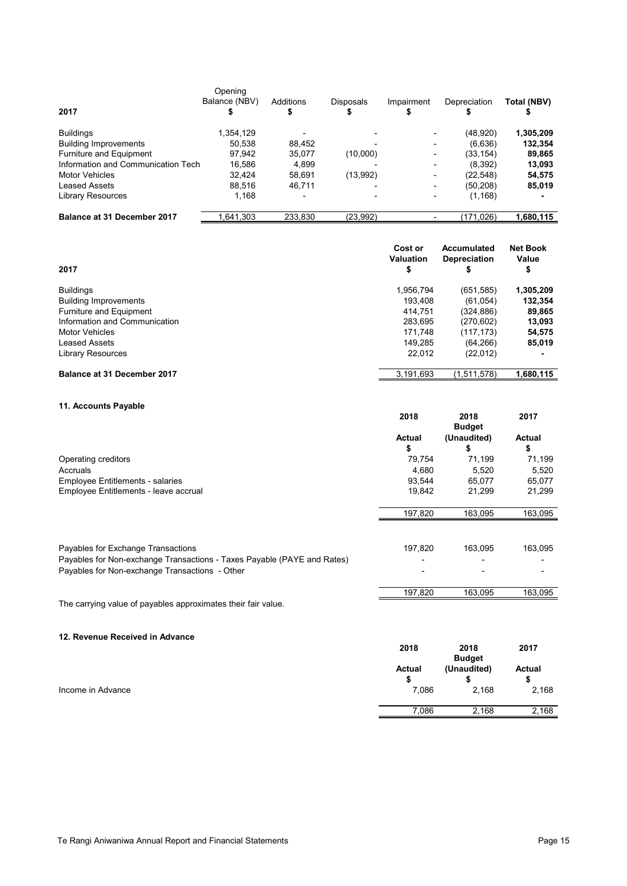| 2017 | Opening Balance (NBV) $ | Additions $ | Disposals $ | Impairment $ | Depreciation $ | Total (NBV) $ |
|---|---|---|---|---|---|---|
| Buildings | 1,354,129 | - | - | - | (48,920) | **1,305,209** |
| Building Improvements | 50,538 | 88,452 | - | - | (6,636) | **132,354** |
| Furniture and Equipment | 97,942 | 35,077 | (10,000) | - | (33,154) | **89,865** |
| Information and Communication Tech | 16,586 | 4,899 | - | - | (8,392) | **13,093** |
| Motor Vehicles | 32,424 | 58,691 | (13,992) | - | (22,548) | **54,575** |
| Leased Assets | 88,516 | 46,711 | - | - | (50,208) | **85,019** |
| Library Resources | 1,168 | - | - | - | (1,168) | **-** |
| **Balance at 31 December 2017** | 1,641,303 | 233,830 | (23,992) | - | (171,026) | **1,680,115** |

| 2017 | Cost or Valuation $ | Accumulated Depreciation $ | Net Book Value $ |
|---|---|---|---|
| Buildings | 1,956,794 | (651,585) | **1,305,209** |
| Building Improvements | 193,408 | (61,054) | **132,354** |
| Furniture and Equipment | 414,751 | (324,886) | **89,865** |
| Information and Communication | 283,695 | (270,602) | **13,093** |
| Motor Vehicles | 171,748 | (117,173) | **54,575** |
| Leased Assets | 149,285 | (64,266) | **85,019** |
| Library Resources | 22,012 | (22,012) | **-** |
| **Balance at 31 December 2017** | 3,191,693 | (1,511,578) | **1,680,115** |

## 11. Accounts Payable

| | 2018 Actual $ | 2018 Budget (Unaudited) $ | 2017 Actual $ |
|---|---|---|---|
| Operating creditors | 79,754 | 71,199 | 71,199 |
| Accruals | 4,680 | 5,520 | 5,520 |
| Employee Entitlements - salaries | 93,544 | 65,077 | 65,077 |
| Employee Entitlements - leave accrual | 19,842 | 21,299 | 21,299 |
| | 197,820 | 163,095 | 163,095 |
| | | | |
| Payables for Exchange Transactions | 197,820 | 163,095 | 163,095 |
| Payables for Non-exchange Transactions - Taxes Payable (PAYE and Rates) | - | - | - |
| Payables for Non-exchange Transactions - Other | - | - | - |
| | 197,820 | 163,095 | 163,095 |

The carrying value of payables approximates their fair value.

## 12. Revenue Received in Advance

| | 2018 Actual $ | 2018 Budget (Unaudited) $ | 2017 Actual $ |
|---|---|---|---|
| Income in Advance | 7,086 | 2,168 | 2,168 |
| | 7,086 | 2,168 | 2,168 |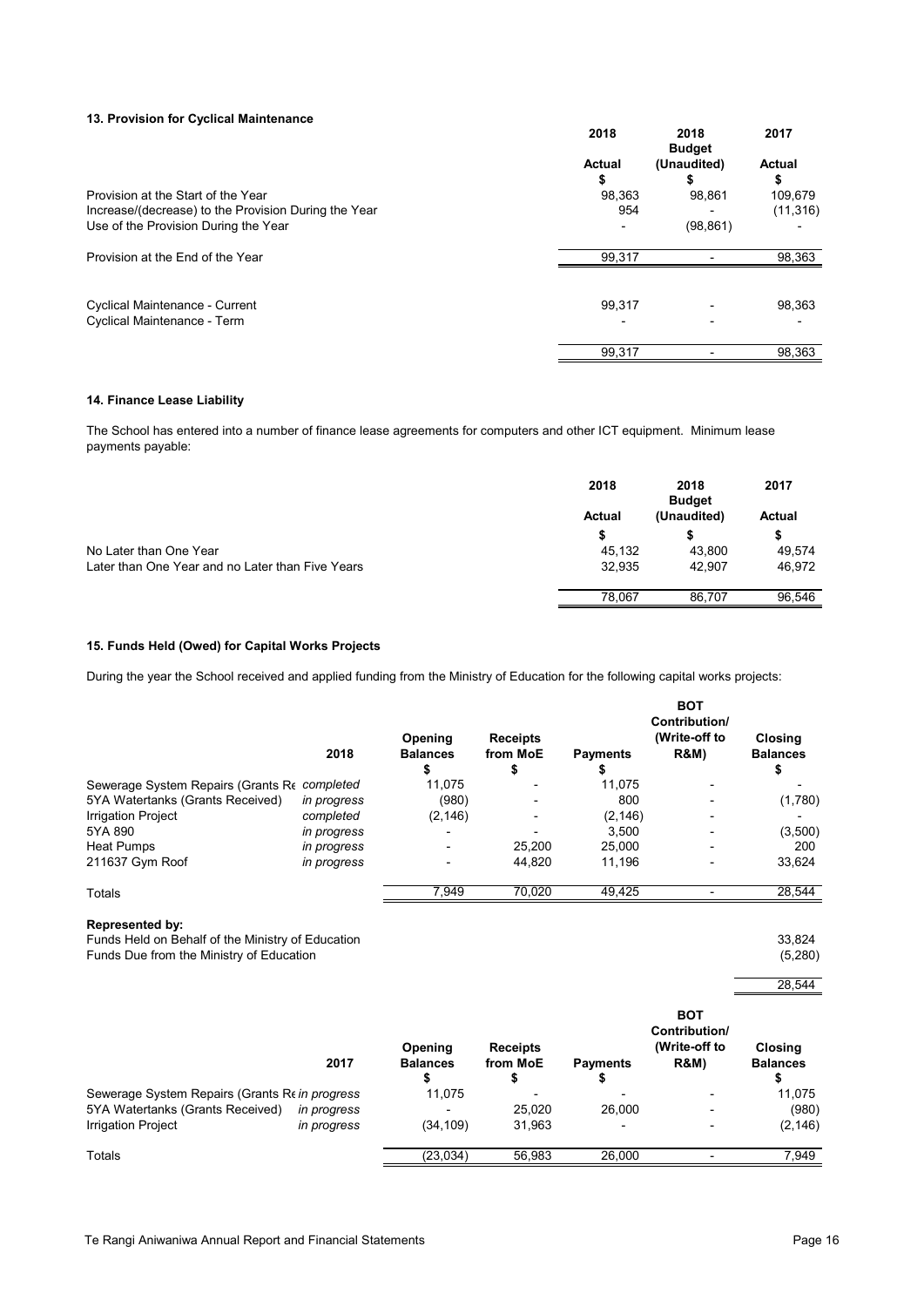## 13. Provision for Cyclical Maintenance

| | 2018 Actual $ | 2018 Budget (Unaudited) $ | 2017 Actual $ |
|---|---|---|---|
| Provision at the Start of the Year | 98,363 | 98,861 | 109,679 |
| Increase/(decrease) to the Provision During the Year | 954 | - | (11,316) |
| Use of the Provision During the Year | - | (98,861) | - |
| Provision at the End of the Year | 99,317 | - | 98,363 |
| | | | |
| Cyclical Maintenance - Current | 99,317 | - | 98,363 |
| Cyclical Maintenance - Term | - | - | - |
| | 99,317 | - | 98,363 |

## 14. Finance Lease Liability

The School has entered into a number of finance lease agreements for computers and other ICT equipment. Minimum lease payments payable:

| | 2018 Actual $ | 2018 Budget (Unaudited) $ | 2017 Actual $ |
|---|---|---|---|
| No Later than One Year | 45,132 | 43,800 | 49,574 |
| Later than One Year and no Later than Five Years | 32,935 | 42,907 | 46,972 |
| | 78,067 | 86,707 | 96,546 |

## 15. Funds Held (Owed) for Capital Works Projects

During the year the School received and applied funding from the Ministry of Education for the following capital works projects:

| | 2018 | Opening Balances $ | Receipts from MoE $ | Payments $ | BOT Contribution/ (Write-off to R&M) | Closing Balances $ |
|---|---|---|---|---|---|---|
| Sewerage System Repairs (Grants Re | *completed* | 11,075 | - | 11,075 | - | - |
| 5YA Watertanks (Grants Received) | *in progress* | (980) | - | 800 | - | (1,780) |
| Irrigation Project | *completed* | (2,146) | - | (2,146) | - | - |
| 5YA 890 | *in progress* | - | - | 3,500 | - | (3,500) |
| Heat Pumps | *in progress* | - | 25,200 | 25,000 | - | 200 |
| 211637 Gym Roof | *in progress* | - | 44,820 | 11,196 | - | 33,624 |
| Totals | | 7,949 | 70,020 | 49,425 | - | 28,544 |

**Represented by:**

| | |
|---|---|
| Funds Held on Behalf of the Ministry of Education | 33,824 |
| Funds Due from the Ministry of Education | (5,280) |
| | 28,544 |

| | 2017 | Opening Balances $ | Receipts from MoE $ | Payments $ | BOT Contribution/ (Write-off to R&M) | Closing Balances $ |
|---|---|---|---|---|---|---|
| Sewerage System Repairs (Grants Re | *in progress* | 11,075 | - | - | - | 11,075 |
| 5YA Watertanks (Grants Received) | *in progress* | - | 25,020 | 26,000 | - | (980) |
| Irrigation Project | *in progress* | (34,109) | 31,963 | - | - | (2,146) |
| Totals | | (23,034) | 56,983 | 26,000 | - | 7,949 |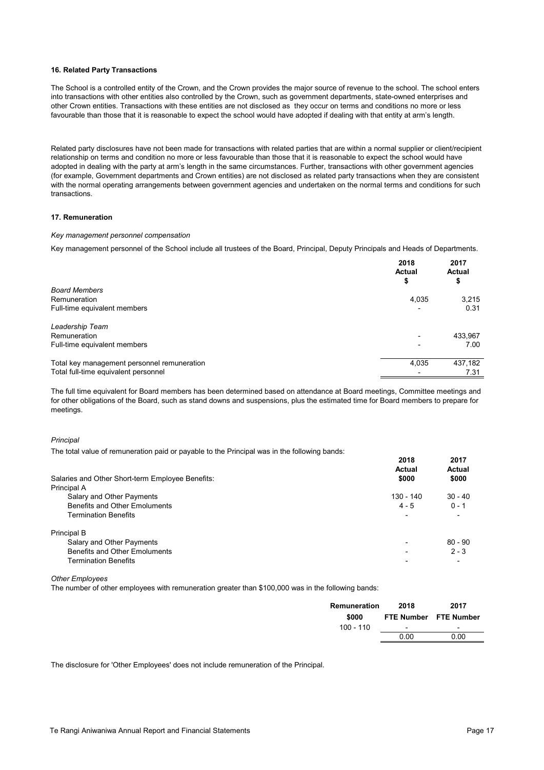**16. Related Party Transactions**

The School is a controlled entity of the Crown, and the Crown provides the major source of revenue to the school. The school enters into transactions with other entities also controlled by the Crown, such as government departments, state-owned enterprises and other Crown entities. Transactions with these entities are not disclosed as they occur on terms and conditions no more or less favourable than those that it is reasonable to expect the school would have adopted if dealing with that entity at arm's length.

Related party disclosures have not been made for transactions with related parties that are within a normal supplier or client/recipient relationship on terms and condition no more or less favourable than those that it is reasonable to expect the school would have adopted in dealing with the party at arm's length in the same circumstances. Further, transactions with other government agencies (for example, Government departments and Crown entities) are not disclosed as related party transactions when they are consistent with the normal operating arrangements between government agencies and undertaken on the normal terms and conditions for such transactions.

**17. Remuneration**

*Key management personnel compensation*

Key management personnel of the School include all trustees of the Board, Principal, Deputy Principals and Heads of Departments.

| | 2018 Actual $ | 2017 Actual $ |
|---|---|---|
| *Board Members* | | |
| Remuneration | 4,035 | 3,215 |
| Full-time equivalent members | - | 0.31 |
| | | |
| *Leadership Team* | | |
| Remuneration | - | 433,967 |
| Full-time equivalent members | - | 7.00 |
| | | |
| Total key management personnel remuneration | 4,035 | 437,182 |
| Total full-time equivalent personnel | - | 7.31 |

The full time equivalent for Board members has been determined based on attendance at Board meetings, Committee meetings and for other obligations of the Board, such as stand downs and suspensions, plus the estimated time for Board members to prepare for meetings.

*Principal*

The total value of remuneration paid or payable to the Principal was in the following bands:

| | 2018 Actual $000 | 2017 Actual $000 |
|---|---|---|
| Salaries and Other Short-term Employee Benefits: | | |
| Principal A | | |
| Salary and Other Payments | 130 - 140 | 30 - 40 |
| Benefits and Other Emoluments | 4 - 5 | 0 - 1 |
| Termination Benefits | - | - |
| | | |
| Principal B | | |
| Salary and Other Payments | - | 80 - 90 |
| Benefits and Other Emoluments | - | 2 - 3 |
| Termination Benefits | - | - |

*Other Employees*

The number of other employees with remuneration greater than $100,000 was in the following bands:

| Remuneration $000 | 2018 FTE Number | 2017 FTE Number |
|---|---|---|
| 100 - 110 | - | - |
| | 0.00 | 0.00 |

The disclosure for 'Other Employees' does not include remuneration of the Principal.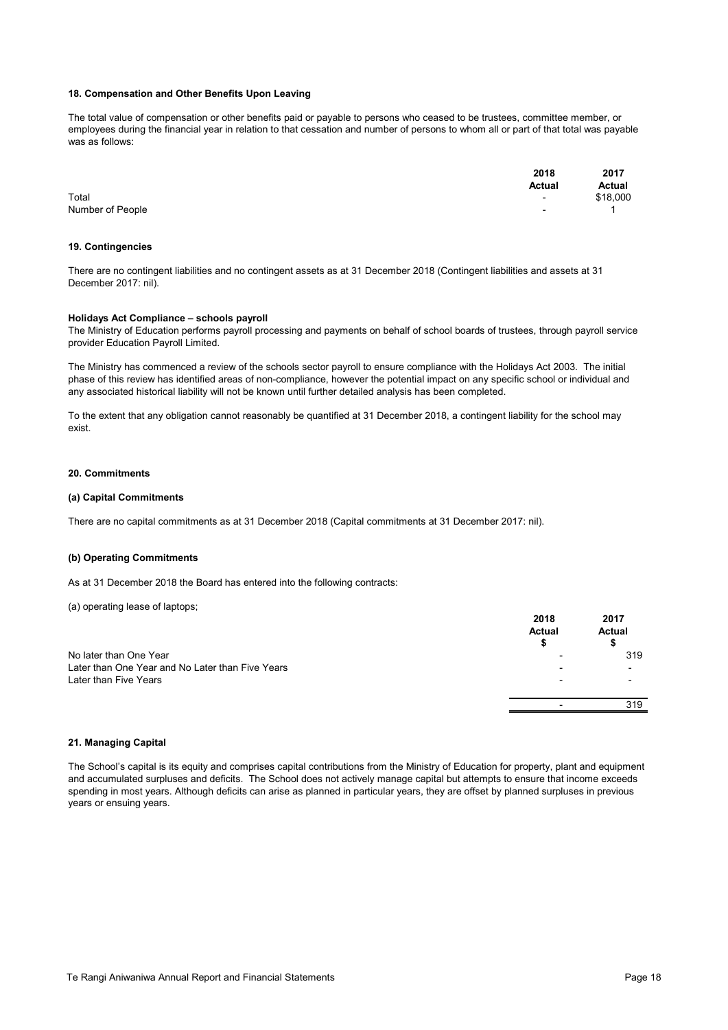### 18. Compensation and Other Benefits Upon Leaving

The total value of compensation or other benefits paid or payable to persons who ceased to be trustees, committee member, or employees during the financial year in relation to that cessation and number of persons to whom all or part of that total was payable was as follows:

| | 2018 Actual | 2017 Actual |
|---|---|---|
| Total | - | $18,000 |
| Number of People | - | 1 |

### 19. Contingencies

There are no contingent liabilities and no contingent assets as at 31 December 2018 (Contingent liabilities and assets at 31 December 2017: nil).

**Holidays Act Compliance – schools payroll**

The Ministry of Education performs payroll processing and payments on behalf of school boards of trustees, through payroll service provider Education Payroll Limited.

The Ministry has commenced a review of the schools sector payroll to ensure compliance with the Holidays Act 2003. The initial phase of this review has identified areas of non-compliance, however the potential impact on any specific school or individual and any associated historical liability will not be known until further detailed analysis has been completed.

To the extent that any obligation cannot reasonably be quantified at 31 December 2018, a contingent liability for the school may exist.

### 20. Commitments

#### (a) Capital Commitments

There are no capital commitments as at 31 December 2018 (Capital commitments at 31 December 2017: nil).

#### (b) Operating Commitments

As at 31 December 2018 the Board has entered into the following contracts:

(a) operating lease of laptops;

| | 2018 Actual $ | 2017 Actual $ |
|---|---|---|
| No later than One Year | - | 319 |
| Later than One Year and No Later than Five Years | - | - |
| Later than Five Years | - | - |
| | - | 319 |

### 21. Managing Capital

The School's capital is its equity and comprises capital contributions from the Ministry of Education for property, plant and equipment and accumulated surpluses and deficits. The School does not actively manage capital but attempts to ensure that income exceeds spending in most years. Although deficits can arise as planned in particular years, they are offset by planned surpluses in previous years or ensuing years.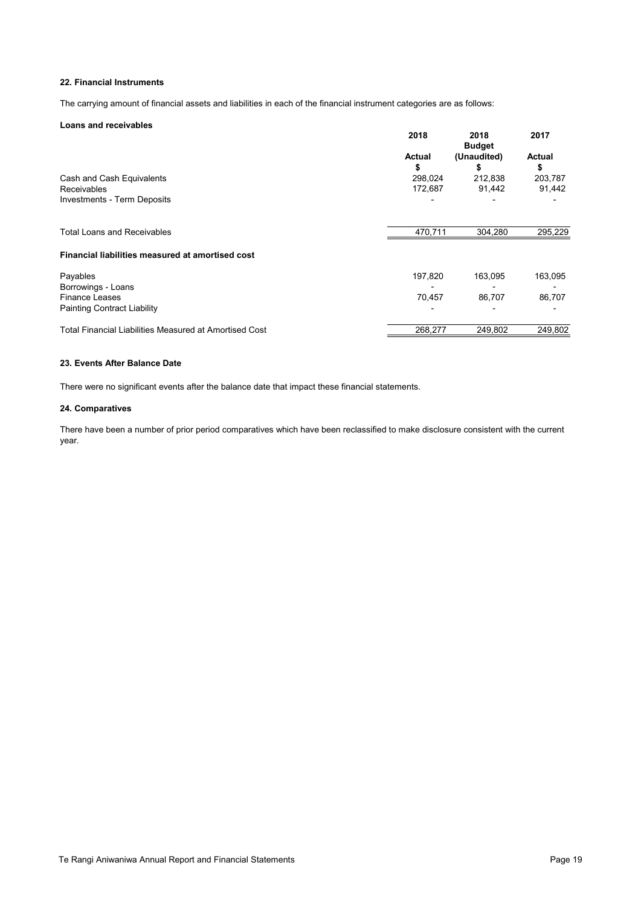### 22. Financial Instruments

The carrying amount of financial assets and liabilities in each of the financial instrument categories are as follows:

| **Loans and receivables** | **2018** | **2018 Budget** | **2017** |
|---|---|---|---|
| | **Actual** | **(Unaudited)** | **Actual** |
| | **$** | **$** | **$** |
| Cash and Cash Equivalents | 298,024 | 212,838 | 203,787 |
| Receivables | 172,687 | 91,442 | 91,442 |
| Investments - Term Deposits | - | - | - |
| Total Loans and Receivables | 470,711 | 304,280 | 295,229 |
| **Financial liabilities measured at amortised cost** | | | |
| Payables | 197,820 | 163,095 | 163,095 |
| Borrowings - Loans | - | - | - |
| Finance Leases | 70,457 | 86,707 | 86,707 |
| Painting Contract Liability | - | - | - |
| Total Financial Liabilities Measured at Amortised Cost | 268,277 | 249,802 | 249,802 |

### 23. Events After Balance Date

There were no significant events after the balance date that impact these financial statements.

### 24. Comparatives

There have been a number of prior period comparatives which have been reclassified to make disclosure consistent with the current year.